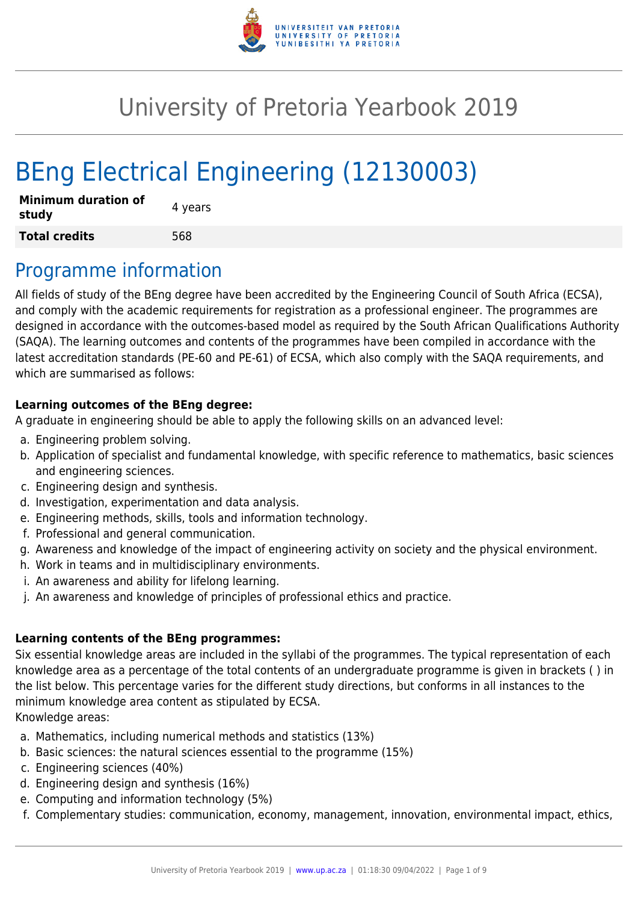# University of Pretoria Yearbook 2019

# BEng Electrical Engineering (12130003)

| **Minimum duration of study** | 4 years |
|---|---|
| **Total credits** | 568 |

## Programme information

All fields of study of the BEng degree have been accredited by the Engineering Council of South Africa (ECSA), and comply with the academic requirements for registration as a professional engineer. The programmes are designed in accordance with the outcomes-based model as required by the South African Qualifications Authority (SAQA). The learning outcomes and contents of the programmes have been compiled in accordance with the latest accreditation standards (PE-60 and PE-61) of ECSA, which also comply with the SAQA requirements, and which are summarised as follows:

**Learning outcomes of the BEng degree:**
A graduate in engineering should be able to apply the following skills on an advanced level:

a. Engineering problem solving.
b. Application of specialist and fundamental knowledge, with specific reference to mathematics, basic sciences and engineering sciences.
c. Engineering design and synthesis.
d. Investigation, experimentation and data analysis.
e. Engineering methods, skills, tools and information technology.
f. Professional and general communication.
g. Awareness and knowledge of the impact of engineering activity on society and the physical environment.
h. Work in teams and in multidisciplinary environments.
i. An awareness and ability for lifelong learning.
j. An awareness and knowledge of principles of professional ethics and practice.

**Learning contents of the BEng programmes:**
Six essential knowledge areas are included in the syllabi of the programmes. The typical representation of each knowledge area as a percentage of the total contents of an undergraduate programme is given in brackets ( ) in the list below. This percentage varies for the different study directions, but conforms in all instances to the minimum knowledge area content as stipulated by ECSA.
Knowledge areas:

a. Mathematics, including numerical methods and statistics (13%)
b. Basic sciences: the natural sciences essential to the programme (15%)
c. Engineering sciences (40%)
d. Engineering design and synthesis (16%)
e. Computing and information technology (5%)
f. Complementary studies: communication, economy, management, innovation, environmental impact, ethics,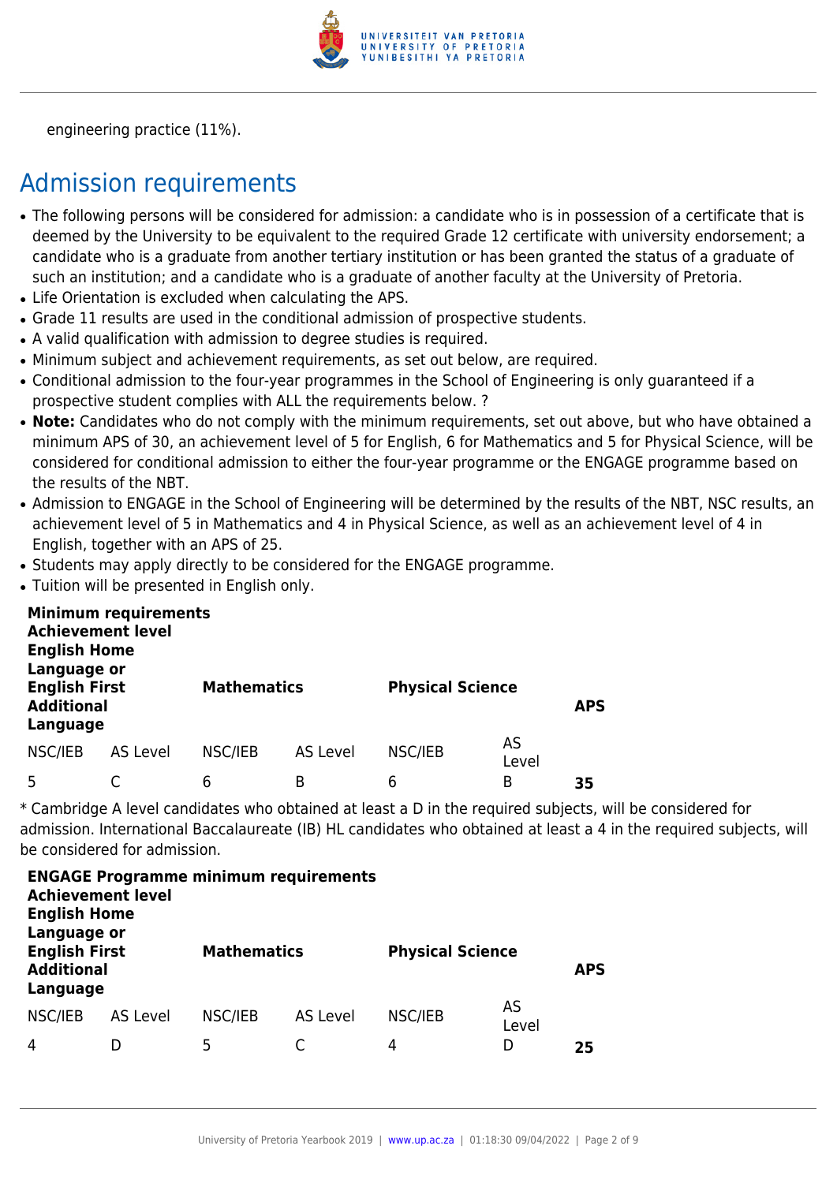engineering practice (11%).

## Admission requirements

- The following persons will be considered for admission: a candidate who is in possession of a certificate that is deemed by the University to be equivalent to the required Grade 12 certificate with university endorsement; a candidate who is a graduate from another tertiary institution or has been granted the status of a graduate of such an institution; and a candidate who is a graduate of another faculty at the University of Pretoria.
- Life Orientation is excluded when calculating the APS.
- Grade 11 results are used in the conditional admission of prospective students.
- A valid qualification with admission to degree studies is required.
- Minimum subject and achievement requirements, as set out below, are required.
- Conditional admission to the four-year programmes in the School of Engineering is only guaranteed if a prospective student complies with ALL the requirements below. ?
- **Note:** Candidates who do not comply with the minimum requirements, set out above, but who have obtained a minimum APS of 30, an achievement level of 5 for English, 6 for Mathematics and 5 for Physical Science, will be considered for conditional admission to either the four-year programme or the ENGAGE programme based on the results of the NBT.
- Admission to ENGAGE in the School of Engineering will be determined by the results of the NBT, NSC results, an achievement level of 5 in Mathematics and 4 in Physical Science, as well as an achievement level of 4 in English, together with an APS of 25.
- Students may apply directly to be considered for the ENGAGE programme.
- Tuition will be presented in English only.

| **Minimum requirements** | | | | | | |
|---|---|---|---|---|---|---|
| **Achievement level** | | | | | | |
| **English Home Language or English First Additional Language** | | **Mathematics** | | **Physical Science** | | **APS** |
| NSC/IEB | AS Level | NSC/IEB | AS Level | NSC/IEB | AS Level | |
| 5 | C | 6 | B | 6 | B | **35** |

* Cambridge A level candidates who obtained at least a D in the required subjects, will be considered for admission. International Baccalaureate (IB) HL candidates who obtained at least a 4 in the required subjects, will be considered for admission.

| **ENGAGE Programme minimum requirements** | | | | | | |
|---|---|---|---|---|---|---|
| **Achievement level** | | | | | | |
| **English Home Language or English First Additional Language** | | **Mathematics** | | **Physical Science** | | **APS** |
| NSC/IEB | AS Level | NSC/IEB | AS Level | NSC/IEB | AS Level | |
| 4 | D | 5 | C | 4 | D | **25** |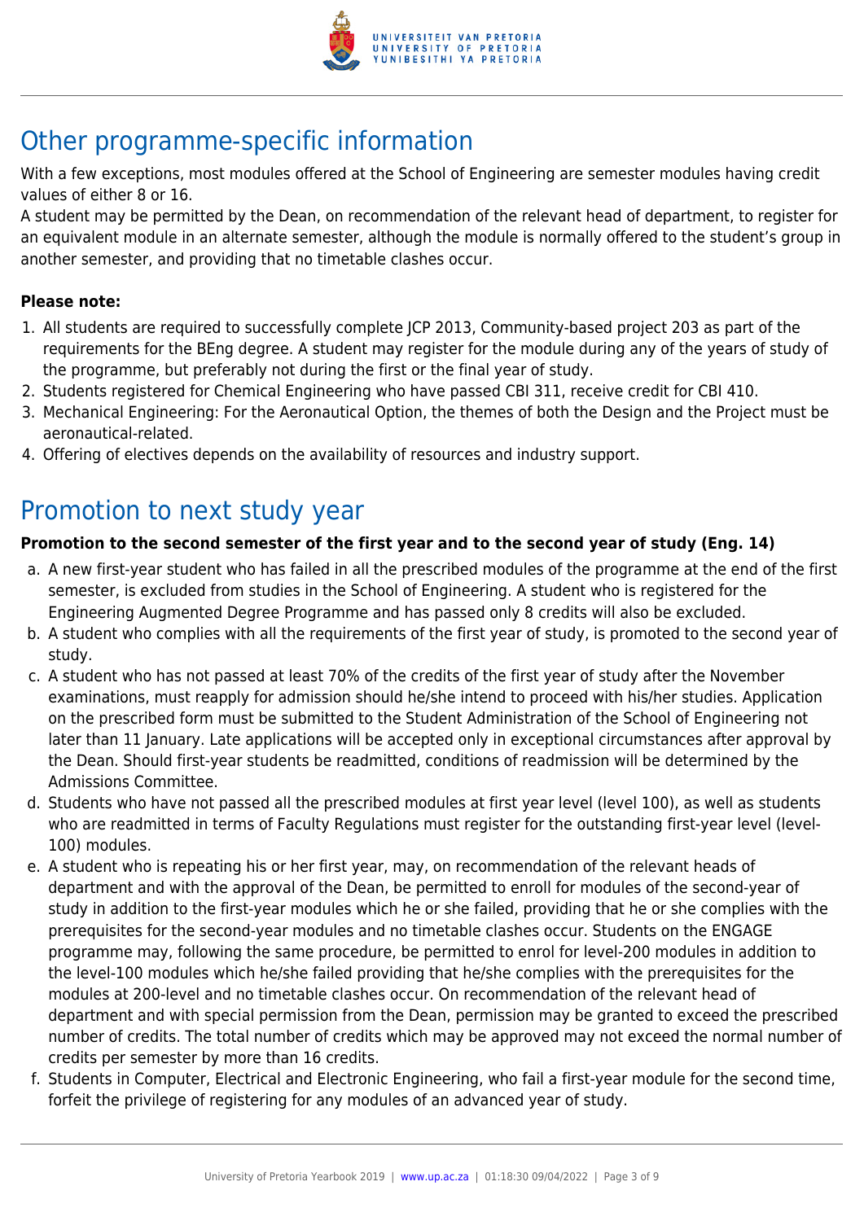## Other programme-specific information

With a few exceptions, most modules offered at the School of Engineering are semester modules having credit values of either 8 or 16.

A student may be permitted by the Dean, on recommendation of the relevant head of department, to register for an equivalent module in an alternate semester, although the module is normally offered to the student's group in another semester, and providing that no timetable clashes occur.

**Please note:**

1. All students are required to successfully complete JCP 2013, Community-based project 203 as part of the requirements for the BEng degree. A student may register for the module during any of the years of study of the programme, but preferably not during the first or the final year of study.
2. Students registered for Chemical Engineering who have passed CBI 311, receive credit for CBI 410.
3. Mechanical Engineering: For the Aeronautical Option, the themes of both the Design and the Project must be aeronautical-related.
4. Offering of electives depends on the availability of resources and industry support.

## Promotion to next study year

**Promotion to the second semester of the first year and to the second year of study (Eng. 14)**

a. A new first-year student who has failed in all the prescribed modules of the programme at the end of the first semester, is excluded from studies in the School of Engineering. A student who is registered for the Engineering Augmented Degree Programme and has passed only 8 credits will also be excluded.
b. A student who complies with all the requirements of the first year of study, is promoted to the second year of study.
c. A student who has not passed at least 70% of the credits of the first year of study after the November examinations, must reapply for admission should he/she intend to proceed with his/her studies. Application on the prescribed form must be submitted to the Student Administration of the School of Engineering not later than 11 January. Late applications will be accepted only in exceptional circumstances after approval by the Dean. Should first-year students be readmitted, conditions of readmission will be determined by the Admissions Committee.
d. Students who have not passed all the prescribed modules at first year level (level 100), as well as students who are readmitted in terms of Faculty Regulations must register for the outstanding first-year level (level-100) modules.
e. A student who is repeating his or her first year, may, on recommendation of the relevant heads of department and with the approval of the Dean, be permitted to enroll for modules of the second-year of study in addition to the first-year modules which he or she failed, providing that he or she complies with the prerequisites for the second-year modules and no timetable clashes occur. Students on the ENGAGE programme may, following the same procedure, be permitted to enrol for level-200 modules in addition to the level-100 modules which he/she failed providing that he/she complies with the prerequisites for the modules at 200-level and no timetable clashes occur. On recommendation of the relevant head of department and with special permission from the Dean, permission may be granted to exceed the prescribed number of credits. The total number of credits which may be approved may not exceed the normal number of credits per semester by more than 16 credits.
f. Students in Computer, Electrical and Electronic Engineering, who fail a first-year module for the second time, forfeit the privilege of registering for any modules of an advanced year of study.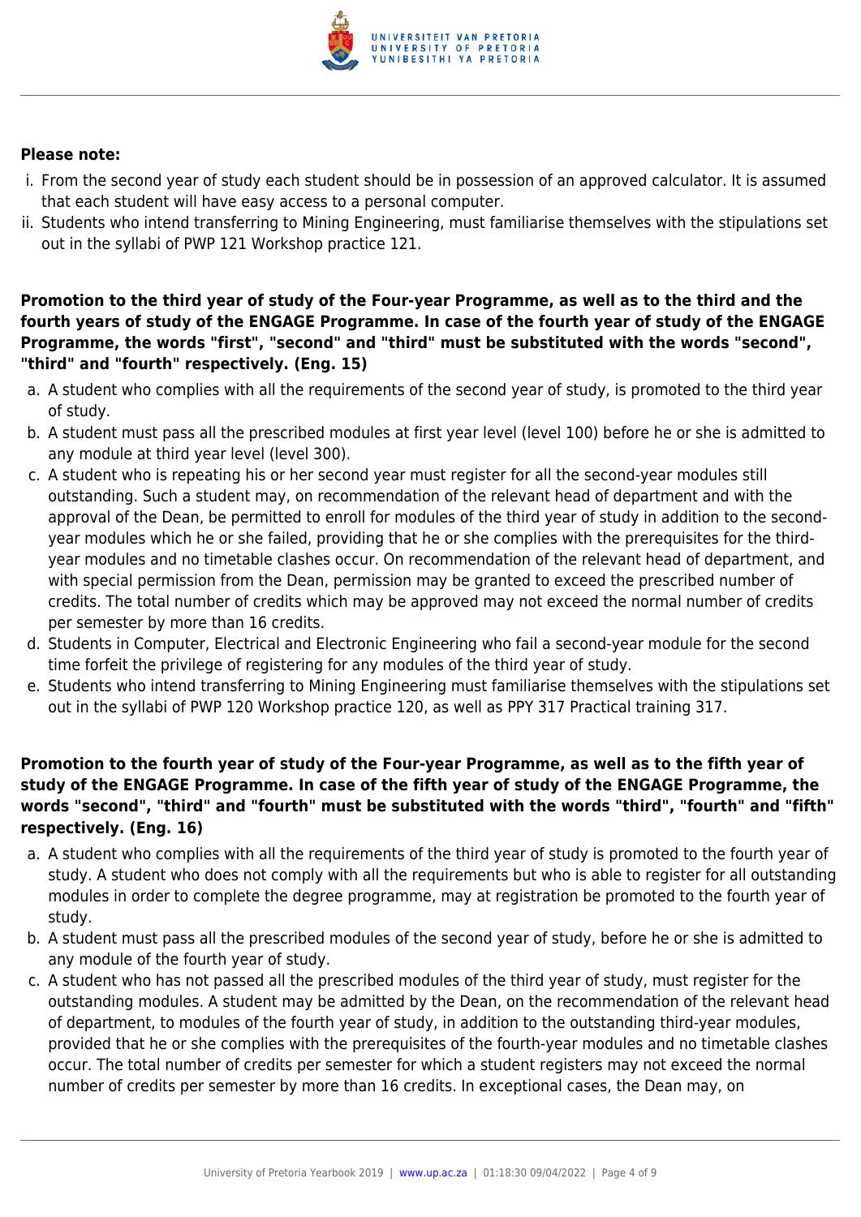**Please note:**

i. From the second year of study each student should be in possession of an approved calculator. It is assumed that each student will have easy access to a personal computer.
ii. Students who intend transferring to Mining Engineering, must familiarise themselves with the stipulations set out in the syllabi of PWP 121 Workshop practice 121.

**Promotion to the third year of study of the Four-year Programme, as well as to the third and the fourth years of study of the ENGAGE Programme. In case of the fourth year of study of the ENGAGE Programme, the words "first", "second" and "third" must be substituted with the words "second", "third" and "fourth" respectively. (Eng. 15)**

a. A student who complies with all the requirements of the second year of study, is promoted to the third year of study.
b. A student must pass all the prescribed modules at first year level (level 100) before he or she is admitted to any module at third year level (level 300).
c. A student who is repeating his or her second year must register for all the second-year modules still outstanding. Such a student may, on recommendation of the relevant head of department and with the approval of the Dean, be permitted to enroll for modules of the third year of study in addition to the second-year modules which he or she failed, providing that he or she complies with the prerequisites for the third-year modules and no timetable clashes occur. On recommendation of the relevant head of department, and with special permission from the Dean, permission may be granted to exceed the prescribed number of credits. The total number of credits which may be approved may not exceed the normal number of credits per semester by more than 16 credits.
d. Students in Computer, Electrical and Electronic Engineering who fail a second-year module for the second time forfeit the privilege of registering for any modules of the third year of study.
e. Students who intend transferring to Mining Engineering must familiarise themselves with the stipulations set out in the syllabi of PWP 120 Workshop practice 120, as well as PPY 317 Practical training 317.

**Promotion to the fourth year of study of the Four-year Programme, as well as to the fifth year of study of the ENGAGE Programme. In case of the fifth year of study of the ENGAGE Programme, the words "second", "third" and "fourth" must be substituted with the words "third", "fourth" and "fifth" respectively. (Eng. 16)**

a. A student who complies with all the requirements of the third year of study is promoted to the fourth year of study. A student who does not comply with all the requirements but who is able to register for all outstanding modules in order to complete the degree programme, may at registration be promoted to the fourth year of study.
b. A student must pass all the prescribed modules of the second year of study, before he or she is admitted to any module of the fourth year of study.
c. A student who has not passed all the prescribed modules of the third year of study, must register for the outstanding modules. A student may be admitted by the Dean, on the recommendation of the relevant head of department, to modules of the fourth year of study, in addition to the outstanding third-year modules, provided that he or she complies with the prerequisites of the fourth-year modules and no timetable clashes occur. The total number of credits per semester for which a student registers may not exceed the normal number of credits per semester by more than 16 credits. In exceptional cases, the Dean may, on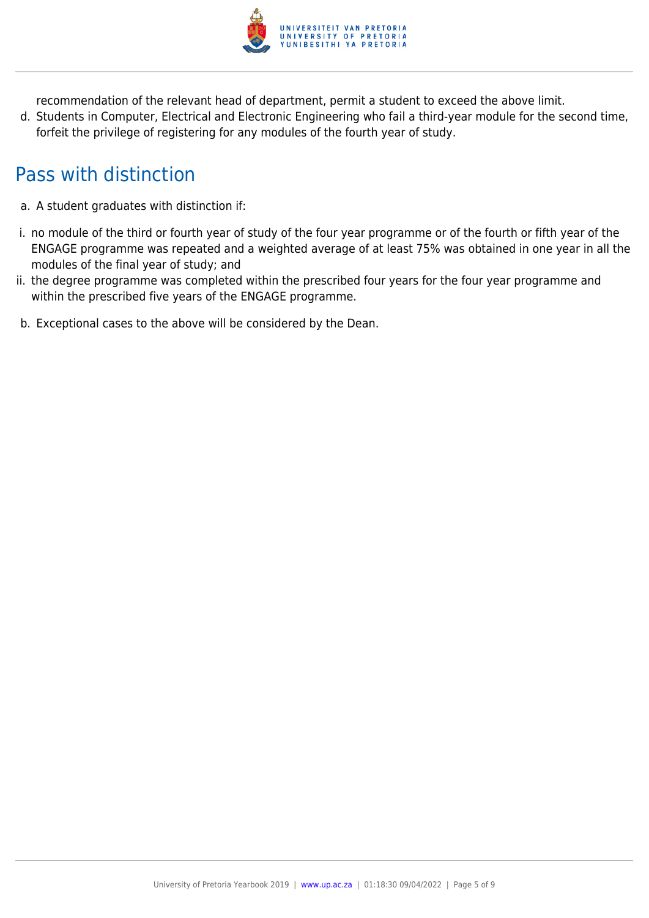recommendation of the relevant head of department, permit a student to exceed the above limit.

d. Students in Computer, Electrical and Electronic Engineering who fail a third-year module for the second time, forfeit the privilege of registering for any modules of the fourth year of study.

## Pass with distinction

a. A student graduates with distinction if:

i. no module of the third or fourth year of study of the four year programme or of the fourth or fifth year of the ENGAGE programme was repeated and a weighted average of at least 75% was obtained in one year in all the modules of the final year of study; and

ii. the degree programme was completed within the prescribed four years for the four year programme and within the prescribed five years of the ENGAGE programme.

b. Exceptional cases to the above will be considered by the Dean.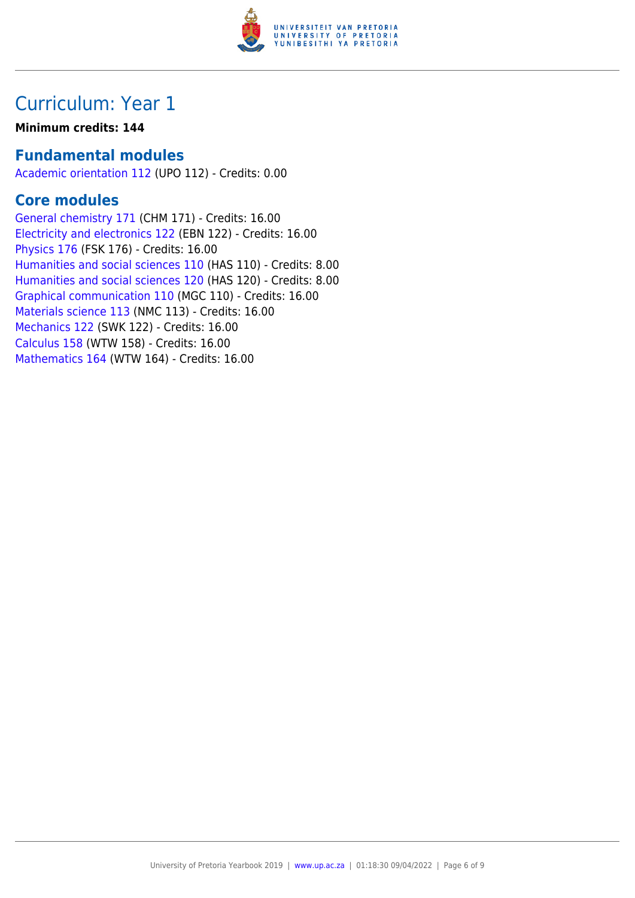# Curriculum: Year 1

**Minimum credits: 144**

## Fundamental modules

Academic orientation 112 (UPO 112) - Credits: 0.00

## Core modules

General chemistry 171 (CHM 171) - Credits: 16.00
Electricity and electronics 122 (EBN 122) - Credits: 16.00
Physics 176 (FSK 176) - Credits: 16.00
Humanities and social sciences 110 (HAS 110) - Credits: 8.00
Humanities and social sciences 120 (HAS 120) - Credits: 8.00
Graphical communication 110 (MGC 110) - Credits: 16.00
Materials science 113 (NMC 113) - Credits: 16.00
Mechanics 122 (SWK 122) - Credits: 16.00
Calculus 158 (WTW 158) - Credits: 16.00
Mathematics 164 (WTW 164) - Credits: 16.00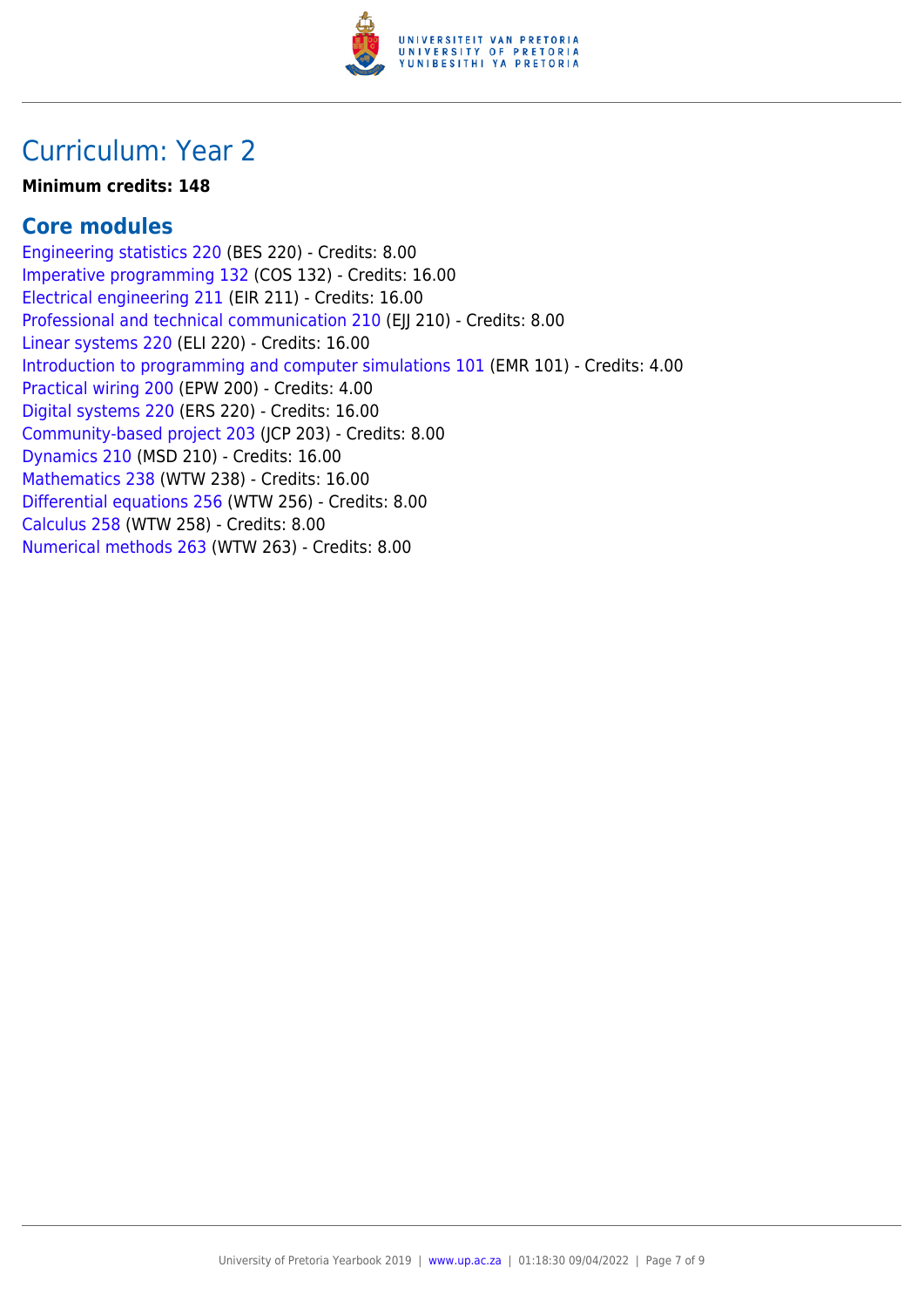# Curriculum: Year 2

**Minimum credits: 148**

## Core modules

Engineering statistics 220 (BES 220) - Credits: 8.00
Imperative programming 132 (COS 132) - Credits: 16.00
Electrical engineering 211 (EIR 211) - Credits: 16.00
Professional and technical communication 210 (EJJ 210) - Credits: 8.00
Linear systems 220 (ELI 220) - Credits: 16.00
Introduction to programming and computer simulations 101 (EMR 101) - Credits: 4.00
Practical wiring 200 (EPW 200) - Credits: 4.00
Digital systems 220 (ERS 220) - Credits: 16.00
Community-based project 203 (JCP 203) - Credits: 8.00
Dynamics 210 (MSD 210) - Credits: 16.00
Mathematics 238 (WTW 238) - Credits: 16.00
Differential equations 256 (WTW 256) - Credits: 8.00
Calculus 258 (WTW 258) - Credits: 8.00
Numerical methods 263 (WTW 263) - Credits: 8.00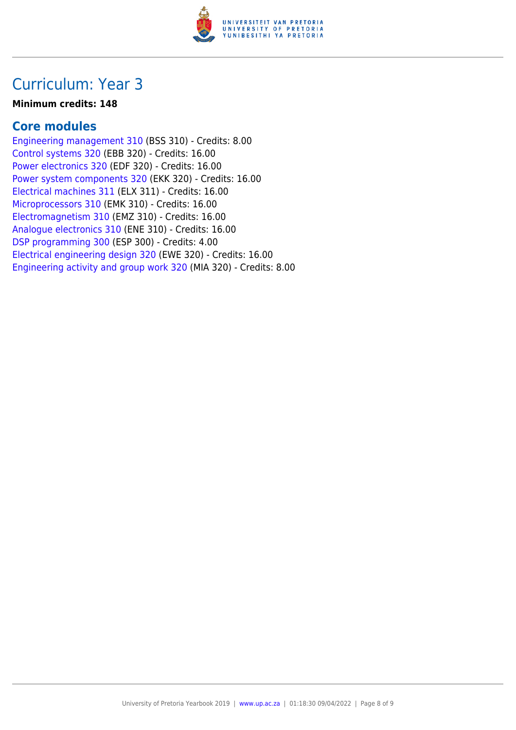# Curriculum: Year 3

**Minimum credits: 148**

## Core modules

Engineering management 310 (BSS 310) - Credits: 8.00
Control systems 320 (EBB 320) - Credits: 16.00
Power electronics 320 (EDF 320) - Credits: 16.00
Power system components 320 (EKK 320) - Credits: 16.00
Electrical machines 311 (ELX 311) - Credits: 16.00
Microprocessors 310 (EMK 310) - Credits: 16.00
Electromagnetism 310 (EMZ 310) - Credits: 16.00
Analogue electronics 310 (ENE 310) - Credits: 16.00
DSP programming 300 (ESP 300) - Credits: 4.00
Electrical engineering design 320 (EWE 320) - Credits: 16.00
Engineering activity and group work 320 (MIA 320) - Credits: 8.00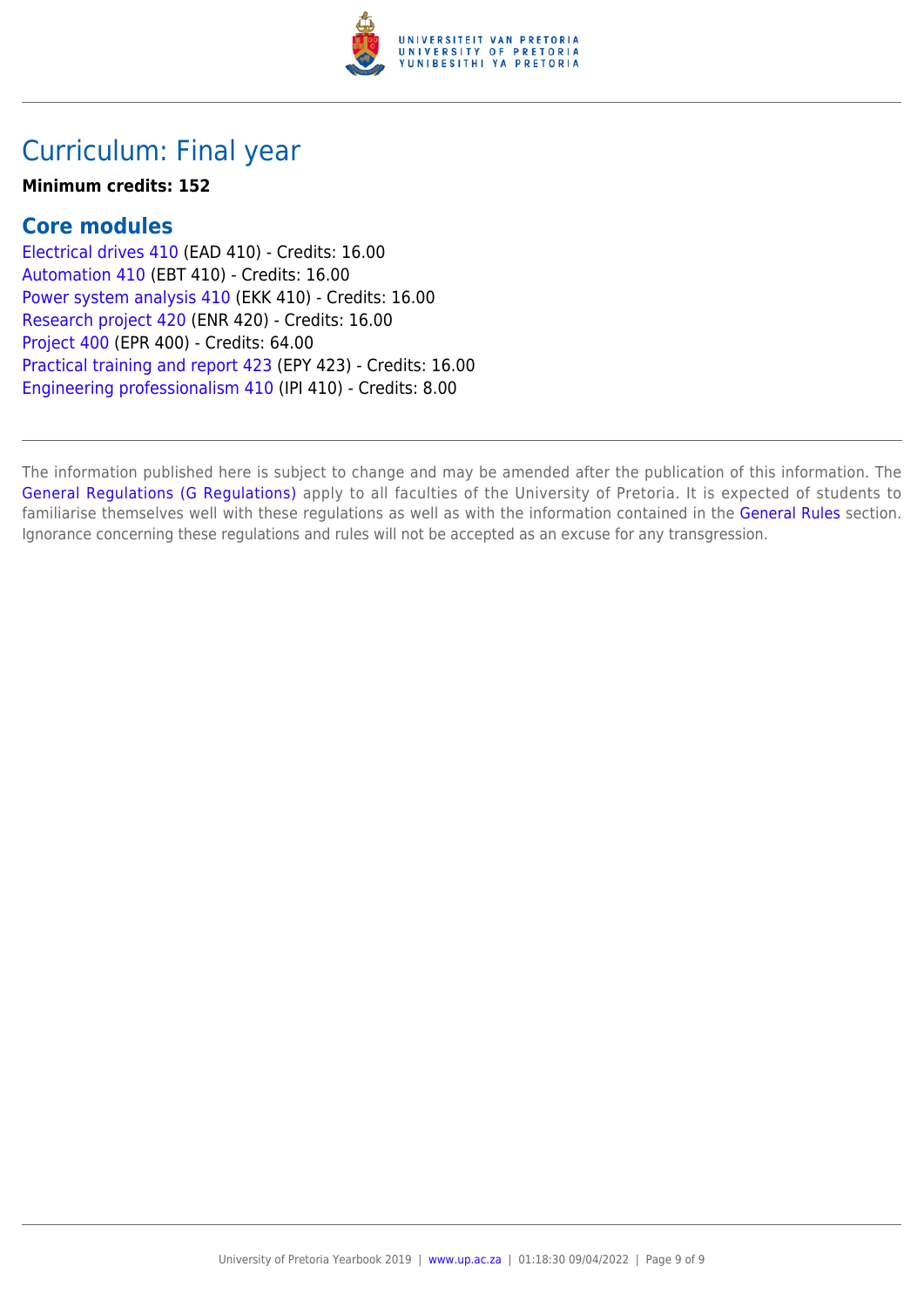# Curriculum: Final year

**Minimum credits: 152**

## Core modules

Electrical drives 410 (EAD 410) - Credits: 16.00
Automation 410 (EBT 410) - Credits: 16.00
Power system analysis 410 (EKK 410) - Credits: 16.00
Research project 420 (ENR 420) - Credits: 16.00
Project 400 (EPR 400) - Credits: 64.00
Practical training and report 423 (EPY 423) - Credits: 16.00
Engineering professionalism 410 (IPI 410) - Credits: 8.00

The information published here is subject to change and may be amended after the publication of this information. The General Regulations (G Regulations) apply to all faculties of the University of Pretoria. It is expected of students to familiarise themselves well with these regulations as well as with the information contained in the General Rules section. Ignorance concerning these regulations and rules will not be accepted as an excuse for any transgression.